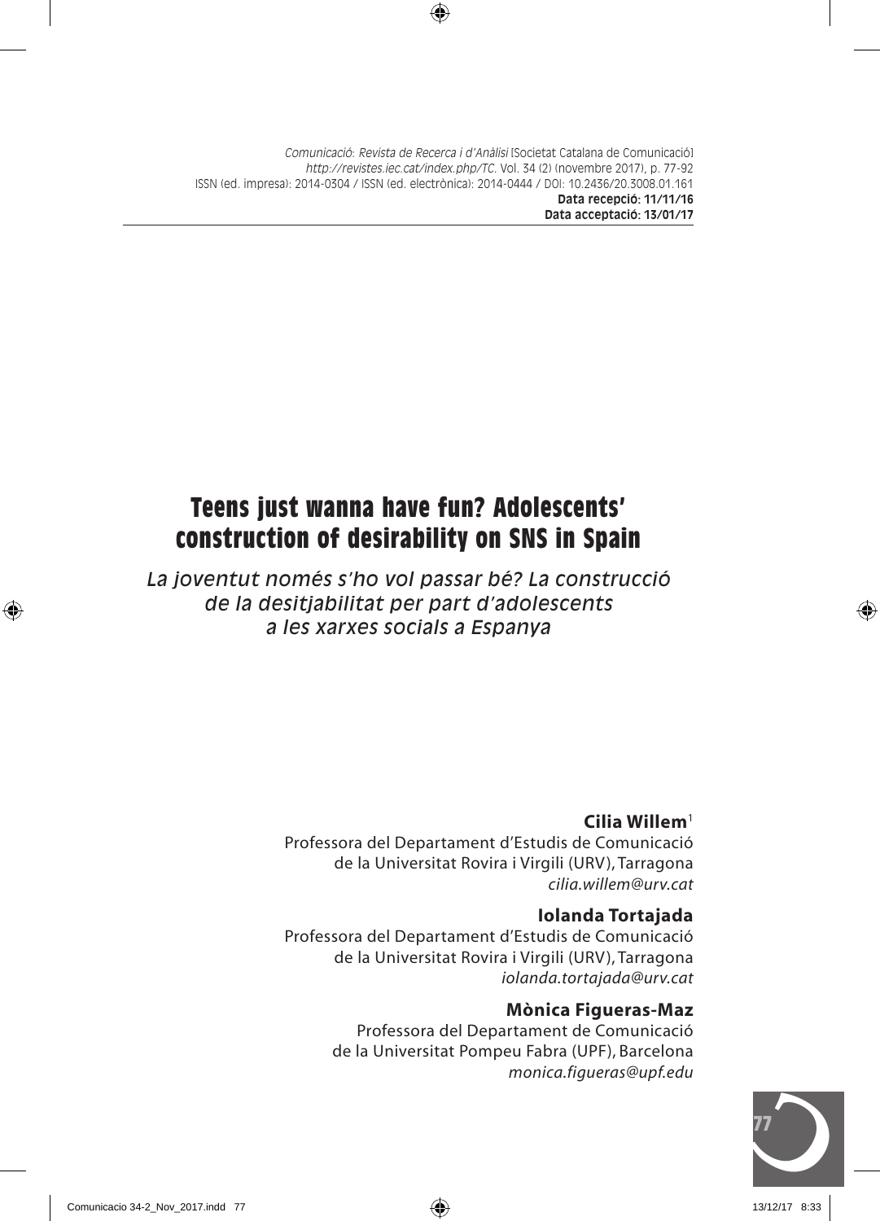*Comunicació: Revista de Recerca i d'Anàlisi* [Societat Catalana de Comunicació]
*http://revistes.iec.cat/index.php/TC*. Vol. 34 (2) (novembre 2017), p. 77-92
ISSN (ed. impresa): 2014-0304 / ISSN (ed. electrònica): 2014-0444 / DOI: 10.2436/20.3008.01.161
**Data recepció: 11/11/16**
**Data acceptació: 13/01/17**

# Teens just wanna have fun? Adolescents' construction of desirability on SNS in Spain

*La joventut només s'ho vol passar bé? La construcció de la desitjabilitat per part d'adolescents a les xarxes socials a Espanya*

**Cilia Willem**[1]
Professora del Departament d'Estudis de Comunicació de la Universitat Rovira i Virgili (URV), Tarragona
*cilia.willem@urv.cat*

**Iolanda Tortajada**
Professora del Departament d'Estudis de Comunicació de la Universitat Rovira i Virgili (URV), Tarragona
*iolanda.tortajada@urv.cat*

**Mònica Figueras-Maz**
Professora del Departament de Comunicació de la Universitat Pompeu Fabra (UPF), Barcelona
*monica.figueras@upf.edu*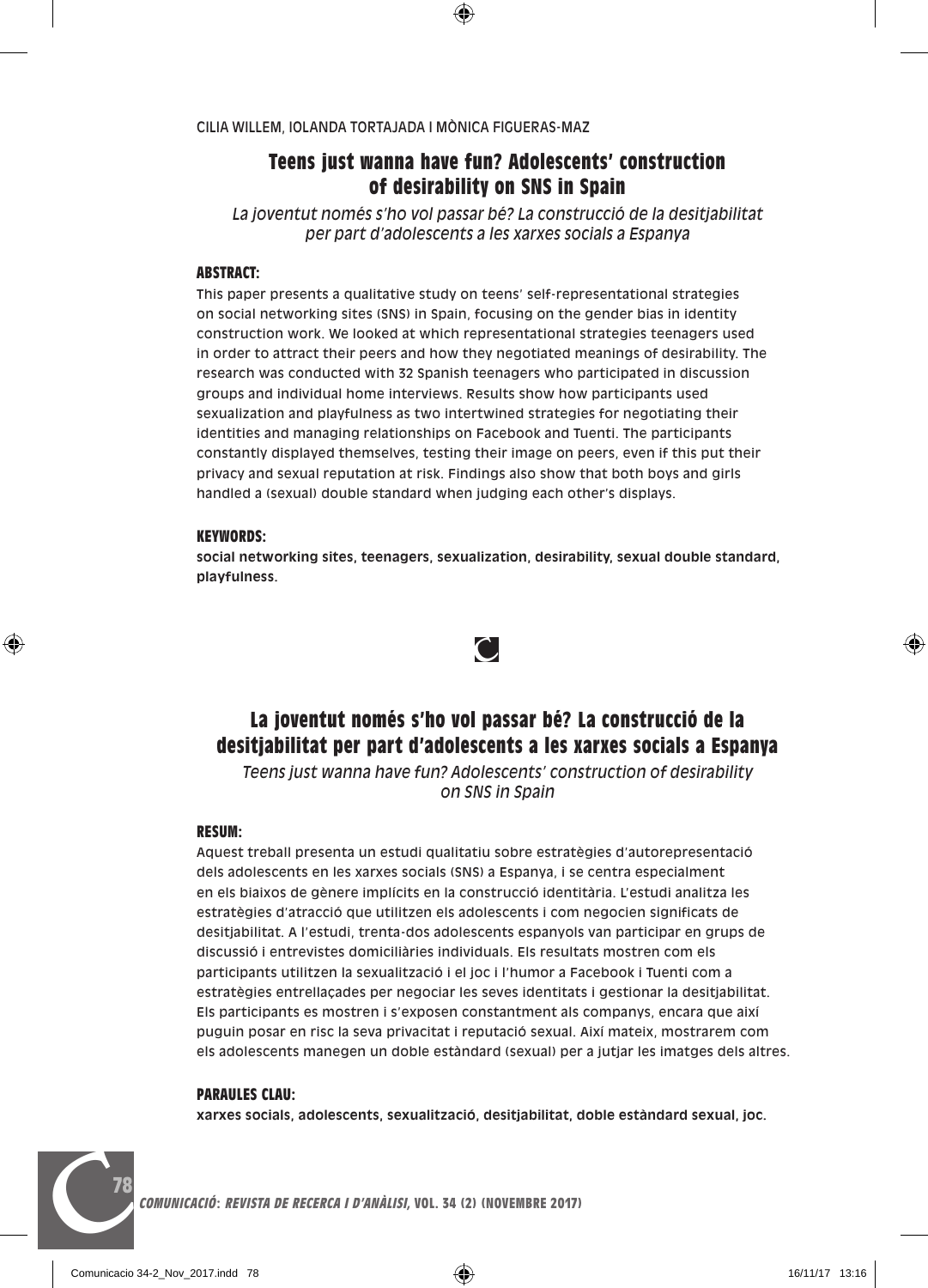CILIA WILLEM, IOLANDA TORTAJADA I MÒNICA FIGUERAS-MAZ

# Teens just wanna have fun? Adolescents' construction of desirability on SNS in Spain

*La joventut només s'ho vol passar bé? La construcció de la desitjabilitat per part d'adolescents a les xarxes socials a Espanya*

### ABSTRACT:

This paper presents a qualitative study on teens' self-representational strategies on social networking sites (SNS) in Spain, focusing on the gender bias in identity construction work. We looked at which representational strategies teenagers used in order to attract their peers and how they negotiated meanings of desirability. The research was conducted with 32 Spanish teenagers who participated in discussion groups and individual home interviews. Results show how participants used sexualization and playfulness as two intertwined strategies for negotiating their identities and managing relationships on Facebook and Tuenti. The participants constantly displayed themselves, testing their image on peers, even if this put their privacy and sexual reputation at risk. Findings also show that both boys and girls handled a (sexual) double standard when judging each other's displays.

### KEYWORDS:

**social networking sites, teenagers, sexualization, desirability, sexual double standard, playfulness.**

# La joventut només s'ho vol passar bé? La construcció de la desitjabilitat per part d'adolescents a les xarxes socials a Espanya

*Teens just wanna have fun? Adolescents' construction of desirability on SNS in Spain*

### RESUM:

Aquest treball presenta un estudi qualitatiu sobre estratègies d'autorepresentació dels adolescents en les xarxes socials (SNS) a Espanya, i se centra especialment en els biaixos de gènere implícits en la construcció identitària. L'estudi analitza les estratègies d'atracció que utilitzen els adolescents i com negocien significats de desitjabilitat. A l'estudi, trenta-dos adolescents espanyols van participar en grups de discussió i entrevistes domiciliàries individuals. Els resultats mostren com els participants utilitzen la sexualització i el joc i l'humor a Facebook i Tuenti com a estratègies entrellaçades per negociar les seves identitats i gestionar la desitjabilitat. Els participants es mostren i s'exposen constantment als companys, encara que així puguin posar en risc la seva privacitat i reputació sexual. Així mateix, mostrarem com els adolescents manegen un doble estàndard (sexual) per a jutjar les imatges dels altres.

### PARAULES CLAU:

**xarxes socials, adolescents, sexualització, desitjabilitat, doble estàndard sexual, joc.**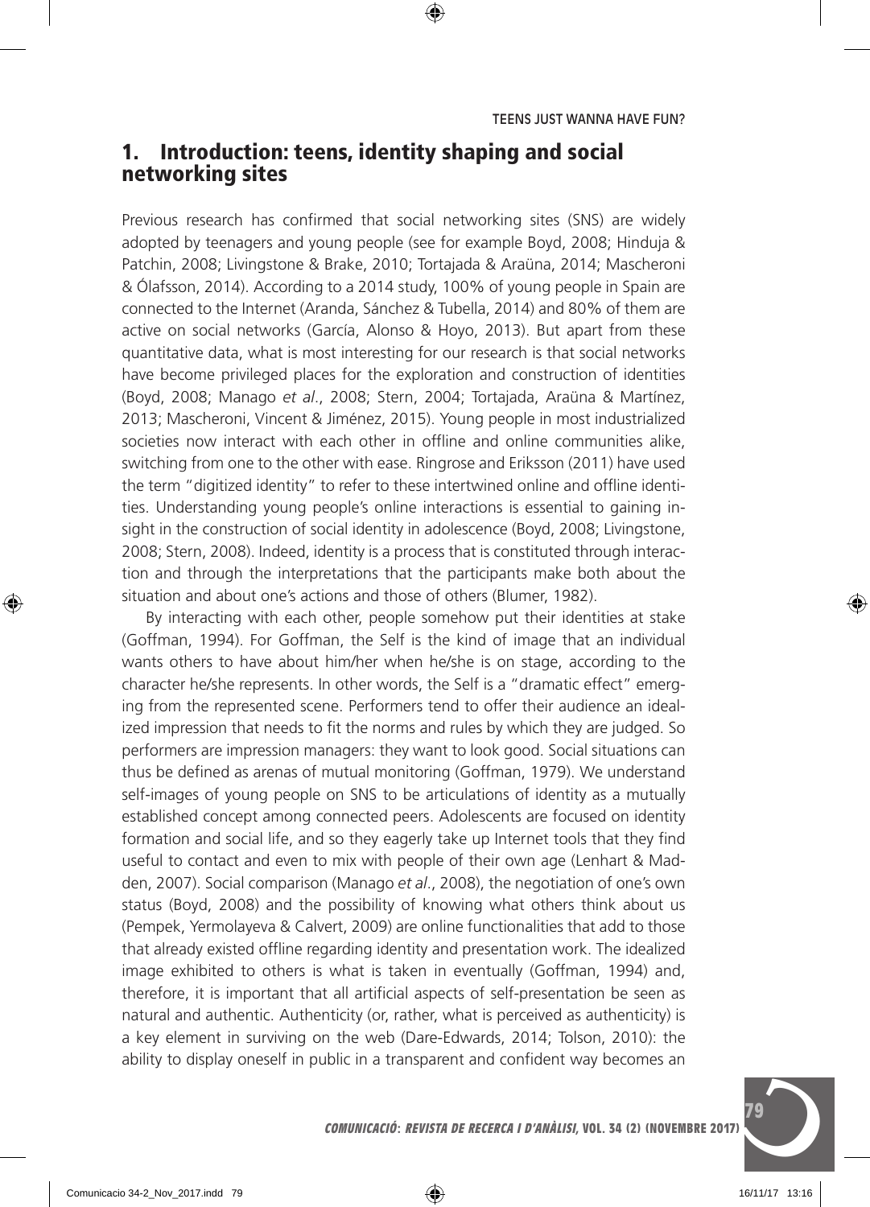## 1. Introduction: teens, identity shaping and social networking sites

Previous research has confirmed that social networking sites (SNS) are widely adopted by teenagers and young people (see for example Boyd, 2008; Hinduja & Patchin, 2008; Livingstone & Brake, 2010; Tortajada & Araüna, 2014; Mascheroni & Ólafsson, 2014). According to a 2014 study, 100% of young people in Spain are connected to the Internet (Aranda, Sánchez & Tubella, 2014) and 80% of them are active on social networks (García, Alonso & Hoyo, 2013). But apart from these quantitative data, what is most interesting for our research is that social networks have become privileged places for the exploration and construction of identities (Boyd, 2008; Manago *et al*., 2008; Stern, 2004; Tortajada, Araüna & Martínez, 2013; Mascheroni, Vincent & Jiménez, 2015). Young people in most industrialized societies now interact with each other in offline and online communities alike, switching from one to the other with ease. Ringrose and Eriksson (2011) have used the term "digitized identity" to refer to these intertwined online and offline identities. Understanding young people's online interactions is essential to gaining insight in the construction of social identity in adolescence (Boyd, 2008; Livingstone, 2008; Stern, 2008). Indeed, identity is a process that is constituted through interaction and through the interpretations that the participants make both about the situation and about one's actions and those of others (Blumer, 1982).

By interacting with each other, people somehow put their identities at stake (Goffman, 1994). For Goffman, the Self is the kind of image that an individual wants others to have about him/her when he/she is on stage, according to the character he/she represents. In other words, the Self is a "dramatic effect" emerging from the represented scene. Performers tend to offer their audience an idealized impression that needs to fit the norms and rules by which they are judged. So performers are impression managers: they want to look good. Social situations can thus be defined as arenas of mutual monitoring (Goffman, 1979). We understand self-images of young people on SNS to be articulations of identity as a mutually established concept among connected peers. Adolescents are focused on identity formation and social life, and so they eagerly take up Internet tools that they find useful to contact and even to mix with people of their own age (Lenhart & Madden, 2007). Social comparison (Manago *et al*., 2008), the negotiation of one's own status (Boyd, 2008) and the possibility of knowing what others think about us (Pempek, Yermolayeva & Calvert, 2009) are online functionalities that add to those that already existed offline regarding identity and presentation work. The idealized image exhibited to others is what is taken in eventually (Goffman, 1994) and, therefore, it is important that all artificial aspects of self-presentation be seen as natural and authentic. Authenticity (or, rather, what is perceived as authenticity) is a key element in surviving on the web (Dare-Edwards, 2014; Tolson, 2010): the ability to display oneself in public in a transparent and confident way becomes an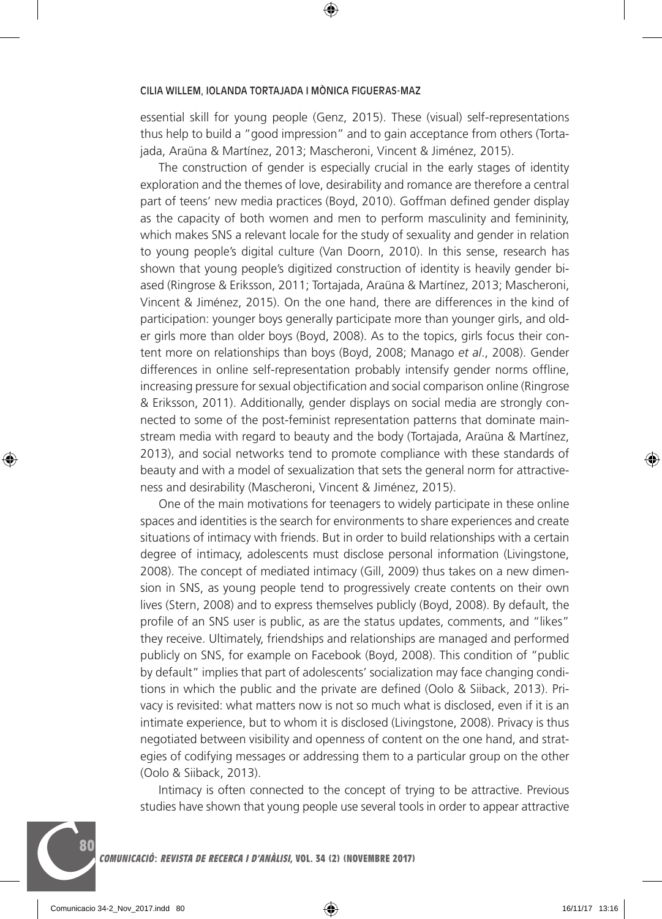essential skill for young people (Genz, 2015). These (visual) self-representations thus help to build a "good impression" and to gain acceptance from others (Tortajada, Araüna & Martínez, 2013; Mascheroni, Vincent & Jiménez, 2015).

The construction of gender is especially crucial in the early stages of identity exploration and the themes of love, desirability and romance are therefore a central part of teens' new media practices (Boyd, 2010). Goffman defined gender display as the capacity of both women and men to perform masculinity and femininity, which makes SNS a relevant locale for the study of sexuality and gender in relation to young people's digital culture (Van Doorn, 2010). In this sense, research has shown that young people's digitized construction of identity is heavily gender biased (Ringrose & Eriksson, 2011; Tortajada, Araüna & Martínez, 2013; Mascheroni, Vincent & Jiménez, 2015). On the one hand, there are differences in the kind of participation: younger boys generally participate more than younger girls, and older girls more than older boys (Boyd, 2008). As to the topics, girls focus their content more on relationships than boys (Boyd, 2008; Manago *et al*., 2008). Gender differences in online self-representation probably intensify gender norms offline, increasing pressure for sexual objectification and social comparison online (Ringrose & Eriksson, 2011). Additionally, gender displays on social media are strongly connected to some of the post-feminist representation patterns that dominate mainstream media with regard to beauty and the body (Tortajada, Araüna & Martínez, 2013), and social networks tend to promote compliance with these standards of beauty and with a model of sexualization that sets the general norm for attractiveness and desirability (Mascheroni, Vincent & Jiménez, 2015).

One of the main motivations for teenagers to widely participate in these online spaces and identities is the search for environments to share experiences and create situations of intimacy with friends. But in order to build relationships with a certain degree of intimacy, adolescents must disclose personal information (Livingstone, 2008). The concept of mediated intimacy (Gill, 2009) thus takes on a new dimension in SNS, as young people tend to progressively create contents on their own lives (Stern, 2008) and to express themselves publicly (Boyd, 2008). By default, the profile of an SNS user is public, as are the status updates, comments, and "likes" they receive. Ultimately, friendships and relationships are managed and performed publicly on SNS, for example on Facebook (Boyd, 2008). This condition of "public by default" implies that part of adolescents' socialization may face changing conditions in which the public and the private are defined (Oolo & Siiback, 2013). Privacy is revisited: what matters now is not so much what is disclosed, even if it is an intimate experience, but to whom it is disclosed (Livingstone, 2008). Privacy is thus negotiated between visibility and openness of content on the one hand, and strategies of codifying messages or addressing them to a particular group on the other (Oolo & Siiback, 2013).

Intimacy is often connected to the concept of trying to be attractive. Previous studies have shown that young people use several tools in order to appear attractive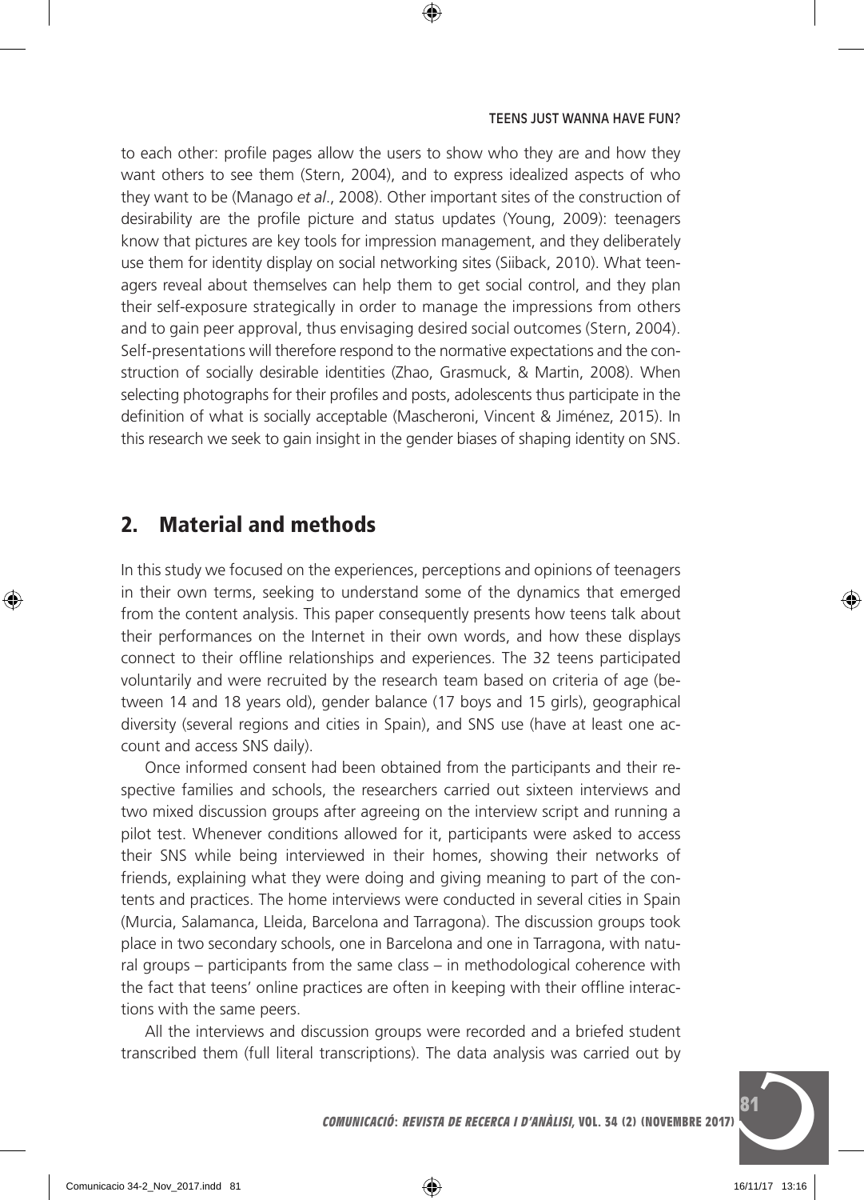to each other: profile pages allow the users to show who they are and how they want others to see them (Stern, 2004), and to express idealized aspects of who they want to be (Manago *et al*., 2008). Other important sites of the construction of desirability are the profile picture and status updates (Young, 2009): teenagers know that pictures are key tools for impression management, and they deliberately use them for identity display on social networking sites (Siiback, 2010). What teenagers reveal about themselves can help them to get social control, and they plan their self-exposure strategically in order to manage the impressions from others and to gain peer approval, thus envisaging desired social outcomes (Stern, 2004). Self-presentations will therefore respond to the normative expectations and the construction of socially desirable identities (Zhao, Grasmuck, & Martin, 2008). When selecting photographs for their profiles and posts, adolescents thus participate in the definition of what is socially acceptable (Mascheroni, Vincent & Jiménez, 2015). In this research we seek to gain insight in the gender biases of shaping identity on SNS.

## 2. Material and methods

In this study we focused on the experiences, perceptions and opinions of teenagers in their own terms, seeking to understand some of the dynamics that emerged from the content analysis. This paper consequently presents how teens talk about their performances on the Internet in their own words, and how these displays connect to their offline relationships and experiences. The 32 teens participated voluntarily and were recruited by the research team based on criteria of age (between 14 and 18 years old), gender balance (17 boys and 15 girls), geographical diversity (several regions and cities in Spain), and SNS use (have at least one account and access SNS daily).

Once informed consent had been obtained from the participants and their respective families and schools, the researchers carried out sixteen interviews and two mixed discussion groups after agreeing on the interview script and running a pilot test. Whenever conditions allowed for it, participants were asked to access their SNS while being interviewed in their homes, showing their networks of friends, explaining what they were doing and giving meaning to part of the contents and practices. The home interviews were conducted in several cities in Spain (Murcia, Salamanca, Lleida, Barcelona and Tarragona). The discussion groups took place in two secondary schools, one in Barcelona and one in Tarragona, with natural groups – participants from the same class – in methodological coherence with the fact that teens' online practices are often in keeping with their offline interactions with the same peers.

All the interviews and discussion groups were recorded and a briefed student transcribed them (full literal transcriptions). The data analysis was carried out by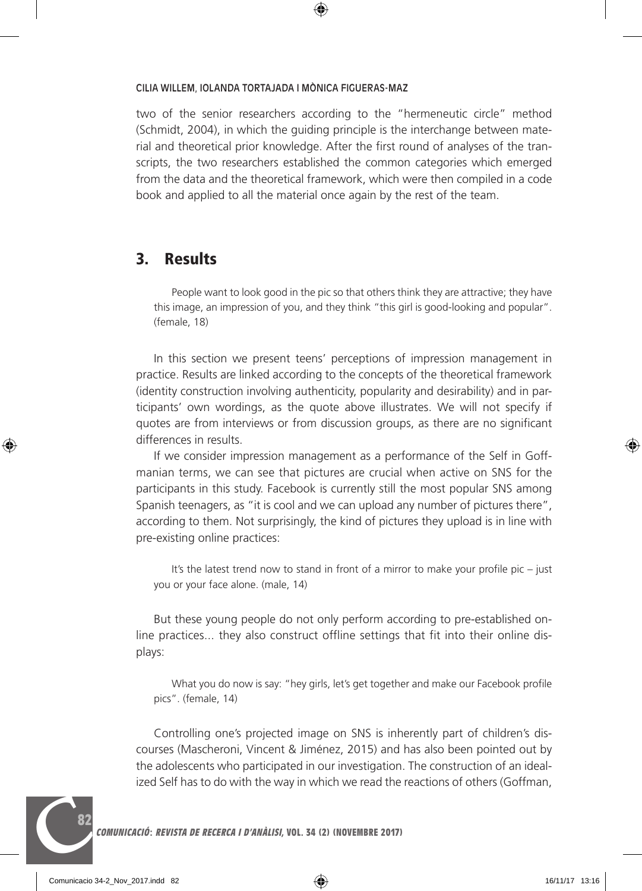two of the senior researchers according to the "hermeneutic circle" method (Schmidt, 2004), in which the guiding principle is the interchange between material and theoretical prior knowledge. After the first round of analyses of the transcripts, the two researchers established the common categories which emerged from the data and the theoretical framework, which were then compiled in a code book and applied to all the material once again by the rest of the team.

## 3. Results

> People want to look good in the pic so that others think they are attractive; they have this image, an impression of you, and they think "this girl is good-looking and popular". (female, 18)

In this section we present teens' perceptions of impression management in practice. Results are linked according to the concepts of the theoretical framework (identity construction involving authenticity, popularity and desirability) and in participants' own wordings, as the quote above illustrates. We will not specify if quotes are from interviews or from discussion groups, as there are no significant differences in results.

If we consider impression management as a performance of the Self in Goffmanian terms, we can see that pictures are crucial when active on SNS for the participants in this study. Facebook is currently still the most popular SNS among Spanish teenagers, as "it is cool and we can upload any number of pictures there", according to them. Not surprisingly, the kind of pictures they upload is in line with pre-existing online practices:

> It's the latest trend now to stand in front of a mirror to make your profile pic – just you or your face alone. (male, 14)

But these young people do not only perform according to pre-established online practices... they also construct offline settings that fit into their online displays:

> What you do now is say: "hey girls, let's get together and make our Facebook profile pics". (female, 14)

Controlling one's projected image on SNS is inherently part of children's discourses (Mascheroni, Vincent & Jiménez, 2015) and has also been pointed out by the adolescents who participated in our investigation. The construction of an idealized Self has to do with the way in which we read the reactions of others (Goffman,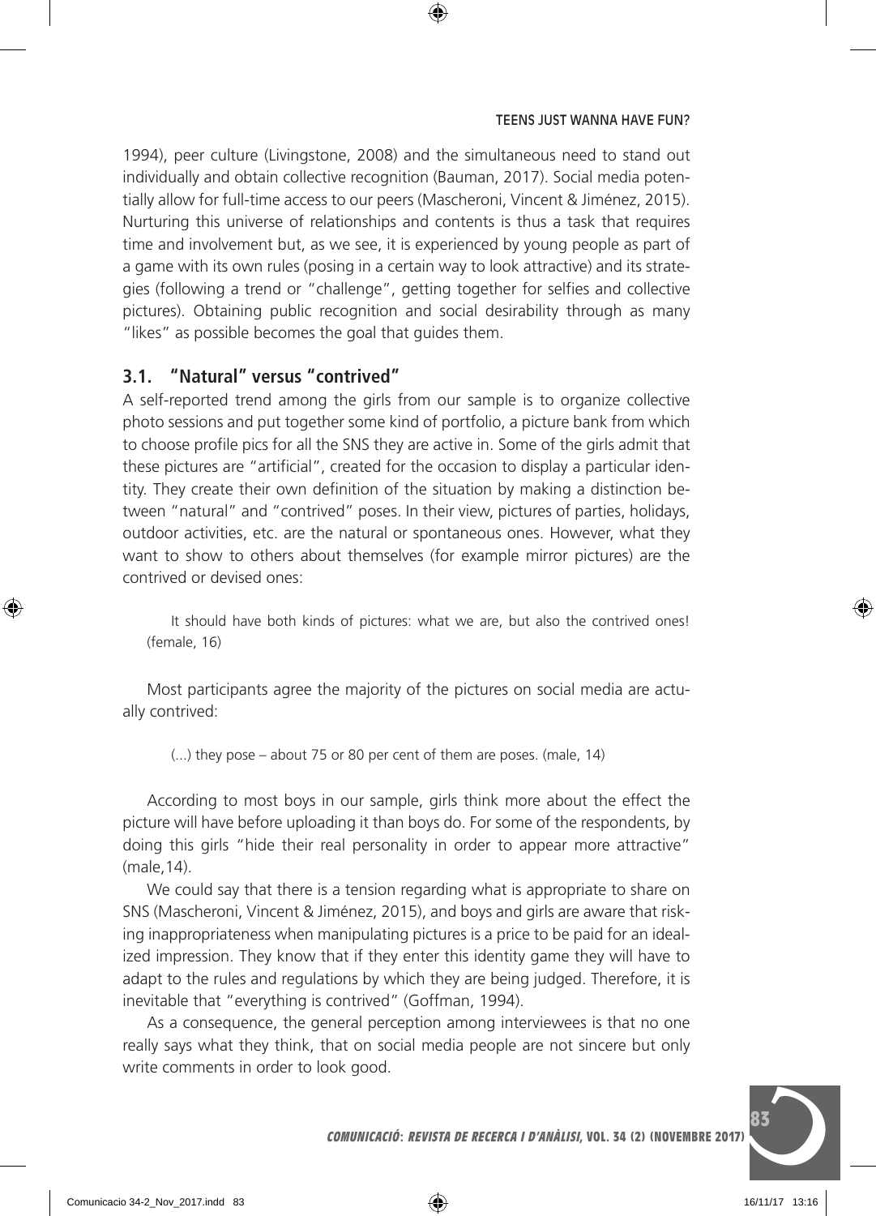1994), peer culture (Livingstone, 2008) and the simultaneous need to stand out individually and obtain collective recognition (Bauman, 2017). Social media potentially allow for full-time access to our peers (Mascheroni, Vincent & Jiménez, 2015). Nurturing this universe of relationships and contents is thus a task that requires time and involvement but, as we see, it is experienced by young people as part of a game with its own rules (posing in a certain way to look attractive) and its strategies (following a trend or "challenge", getting together for selfies and collective pictures). Obtaining public recognition and social desirability through as many "likes" as possible becomes the goal that guides them.

### 3.1. "Natural" versus "contrived"

A self-reported trend among the girls from our sample is to organize collective photo sessions and put together some kind of portfolio, a picture bank from which to choose profile pics for all the SNS they are active in. Some of the girls admit that these pictures are "artificial", created for the occasion to display a particular identity. They create their own definition of the situation by making a distinction between "natural" and "contrived" poses. In their view, pictures of parties, holidays, outdoor activities, etc. are the natural or spontaneous ones. However, what they want to show to others about themselves (for example mirror pictures) are the contrived or devised ones:

> It should have both kinds of pictures: what we are, but also the contrived ones! (female, 16)

Most participants agree the majority of the pictures on social media are actually contrived:

> (...) they pose – about 75 or 80 per cent of them are poses. (male, 14)

According to most boys in our sample, girls think more about the effect the picture will have before uploading it than boys do. For some of the respondents, by doing this girls "hide their real personality in order to appear more attractive" (male,14).

We could say that there is a tension regarding what is appropriate to share on SNS (Mascheroni, Vincent & Jiménez, 2015), and boys and girls are aware that risking inappropriateness when manipulating pictures is a price to be paid for an idealized impression. They know that if they enter this identity game they will have to adapt to the rules and regulations by which they are being judged. Therefore, it is inevitable that "everything is contrived" (Goffman, 1994).

As a consequence, the general perception among interviewees is that no one really says what they think, that on social media people are not sincere but only write comments in order to look good.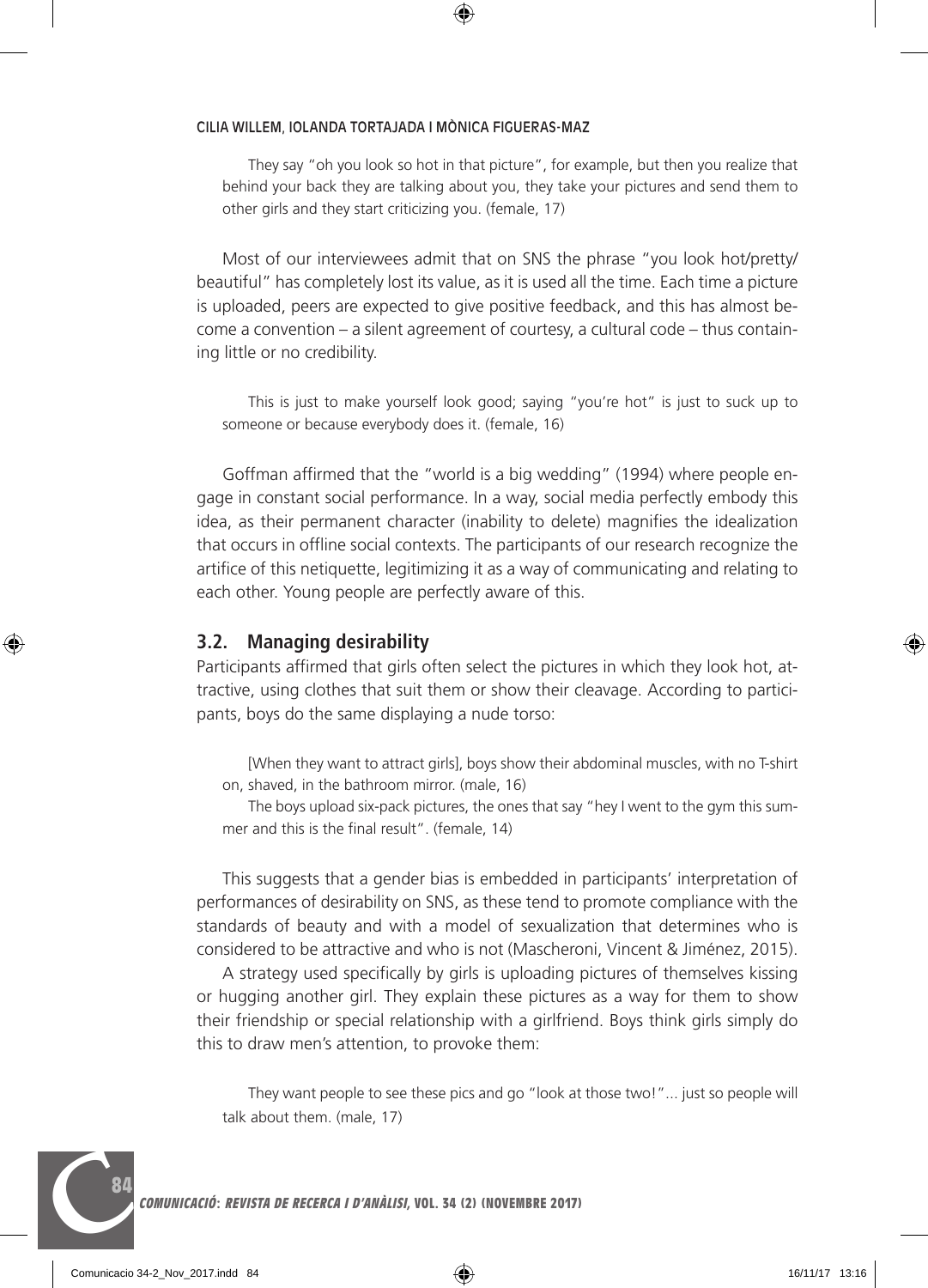> They say "oh you look so hot in that picture", for example, but then you realize that behind your back they are talking about you, they take your pictures and send them to other girls and they start criticizing you. (female, 17)

Most of our interviewees admit that on SNS the phrase "you look hot/pretty/beautiful" has completely lost its value, as it is used all the time. Each time a picture is uploaded, peers are expected to give positive feedback, and this has almost become a convention – a silent agreement of courtesy, a cultural code – thus containing little or no credibility.

> This is just to make yourself look good; saying "you're hot" is just to suck up to someone or because everybody does it. (female, 16)

Goffman affirmed that the "world is a big wedding" (1994) where people engage in constant social performance. In a way, social media perfectly embody this idea, as their permanent character (inability to delete) magnifies the idealization that occurs in offline social contexts. The participants of our research recognize the artifice of this netiquette, legitimizing it as a way of communicating and relating to each other. Young people are perfectly aware of this.

## 3.2. Managing desirability

Participants affirmed that girls often select the pictures in which they look hot, attractive, using clothes that suit them or show their cleavage. According to participants, boys do the same displaying a nude torso:

> [When they want to attract girls], boys show their abdominal muscles, with no T-shirt on, shaved, in the bathroom mirror. (male, 16)
>
> The boys upload six-pack pictures, the ones that say "hey I went to the gym this summer and this is the final result". (female, 14)

This suggests that a gender bias is embedded in participants' interpretation of performances of desirability on SNS, as these tend to promote compliance with the standards of beauty and with a model of sexualization that determines who is considered to be attractive and who is not (Mascheroni, Vincent & Jiménez, 2015).

A strategy used specifically by girls is uploading pictures of themselves kissing or hugging another girl. They explain these pictures as a way for them to show their friendship or special relationship with a girlfriend. Boys think girls simply do this to draw men's attention, to provoke them:

> They want people to see these pics and go "look at those two!"... just so people will talk about them. (male, 17)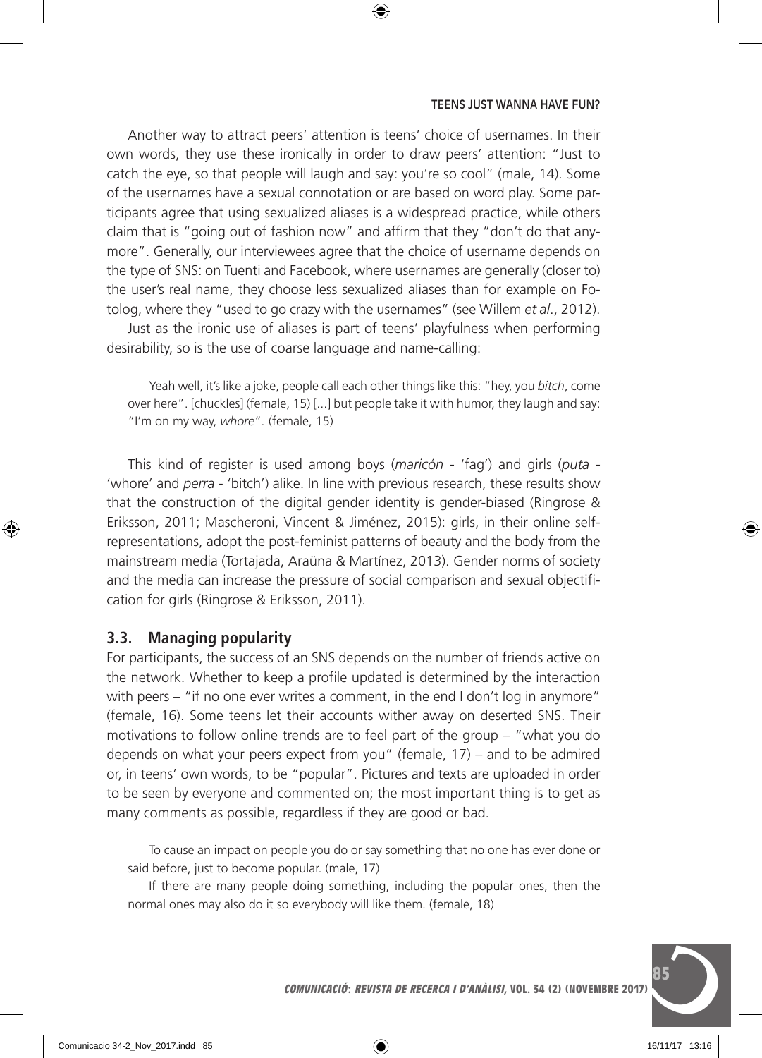Another way to attract peers' attention is teens' choice of usernames. In their own words, they use these ironically in order to draw peers' attention: "Just to catch the eye, so that people will laugh and say: you're so cool" (male, 14). Some of the usernames have a sexual connotation or are based on word play. Some participants agree that using sexualized aliases is a widespread practice, while others claim that is "going out of fashion now" and affirm that they "don't do that anymore". Generally, our interviewees agree that the choice of username depends on the type of SNS: on Tuenti and Facebook, where usernames are generally (closer to) the user's real name, they choose less sexualized aliases than for example on Fotolog, where they "used to go crazy with the usernames" (see Willem *et al*., 2012).

Just as the ironic use of aliases is part of teens' playfulness when performing desirability, so is the use of coarse language and name-calling:

> Yeah well, it's like a joke, people call each other things like this: "hey, you *bitch*, come over here". [chuckles] (female, 15) [...] but people take it with humor, they laugh and say: "I'm on my way, *whore*". (female, 15)

This kind of register is used among boys (*maricón* - 'fag') and girls (*puta* - 'whore' and *perra* - 'bitch') alike. In line with previous research, these results show that the construction of the digital gender identity is gender-biased (Ringrose & Eriksson, 2011; Mascheroni, Vincent & Jiménez, 2015): girls, in their online self-representations, adopt the post-feminist patterns of beauty and the body from the mainstream media (Tortajada, Araüna & Martínez, 2013). Gender norms of society and the media can increase the pressure of social comparison and sexual objectification for girls (Ringrose & Eriksson, 2011).

### 3.3. Managing popularity

For participants, the success of an SNS depends on the number of friends active on the network. Whether to keep a profile updated is determined by the interaction with peers – "if no one ever writes a comment, in the end I don't log in anymore" (female, 16). Some teens let their accounts wither away on deserted SNS. Their motivations to follow online trends are to feel part of the group – "what you do depends on what your peers expect from you" (female, 17) – and to be admired or, in teens' own words, to be "popular". Pictures and texts are uploaded in order to be seen by everyone and commented on; the most important thing is to get as many comments as possible, regardless if they are good or bad.

> To cause an impact on people you do or say something that no one has ever done or said before, just to become popular. (male, 17)
>
> If there are many people doing something, including the popular ones, then the normal ones may also do it so everybody will like them. (female, 18)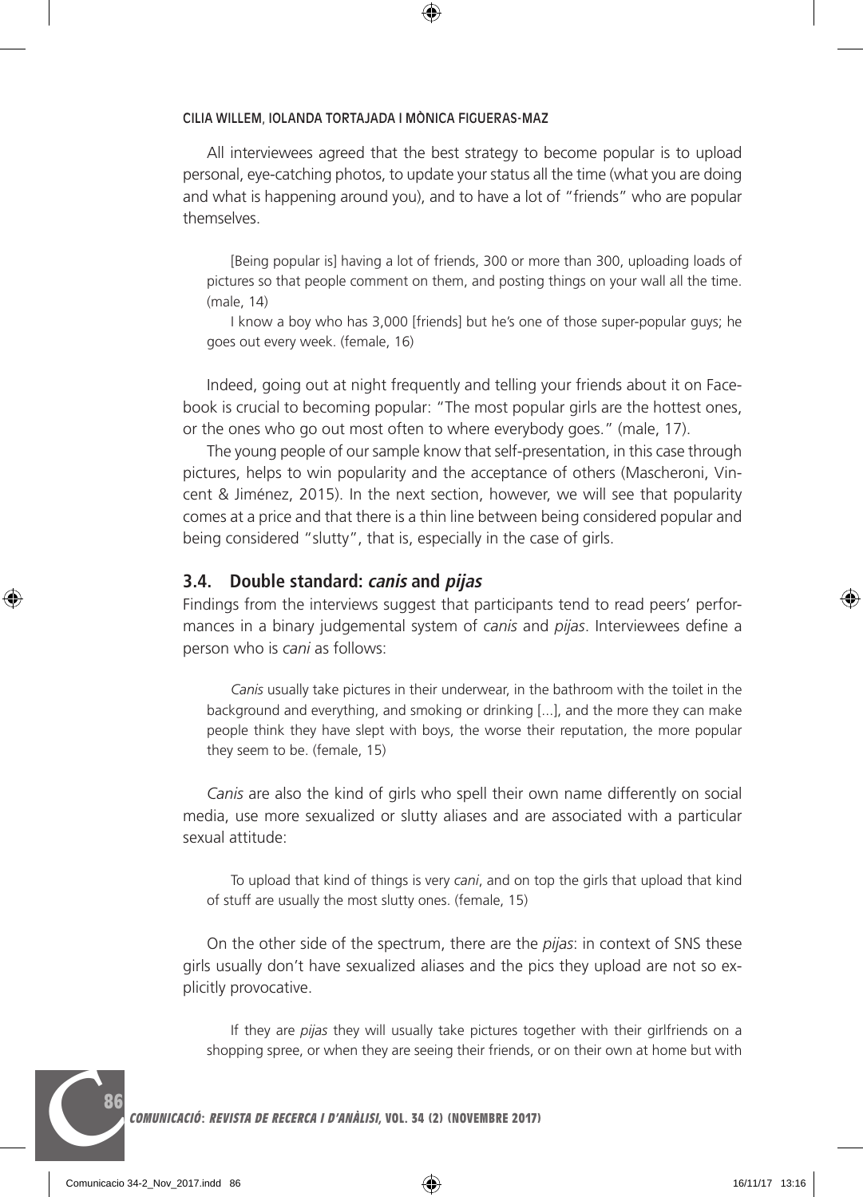All interviewees agreed that the best strategy to become popular is to upload personal, eye-catching photos, to update your status all the time (what you are doing and what is happening around you), and to have a lot of "friends" who are popular themselves.

> [Being popular is] having a lot of friends, 300 or more than 300, uploading loads of pictures so that people comment on them, and posting things on your wall all the time. (male, 14)
>
> I know a boy who has 3,000 [friends] but he's one of those super-popular guys; he goes out every week. (female, 16)

Indeed, going out at night frequently and telling your friends about it on Facebook is crucial to becoming popular: "The most popular girls are the hottest ones, or the ones who go out most often to where everybody goes." (male, 17).

The young people of our sample know that self-presentation, in this case through pictures, helps to win popularity and the acceptance of others (Mascheroni, Vincent & Jiménez, 2015). In the next section, however, we will see that popularity comes at a price and that there is a thin line between being considered popular and being considered "slutty", that is, especially in the case of girls.

### 3.4. Double standard: *canis* and *pijas*

Findings from the interviews suggest that participants tend to read peers' performances in a binary judgemental system of *canis* and *pijas*. Interviewees define a person who is *cani* as follows:

> *Canis* usually take pictures in their underwear, in the bathroom with the toilet in the background and everything, and smoking or drinking [...], and the more they can make people think they have slept with boys, the worse their reputation, the more popular they seem to be. (female, 15)

*Canis* are also the kind of girls who spell their own name differently on social media, use more sexualized or slutty aliases and are associated with a particular sexual attitude:

> To upload that kind of things is very *cani*, and on top the girls that upload that kind of stuff are usually the most slutty ones. (female, 15)

On the other side of the spectrum, there are the *pijas*: in context of SNS these girls usually don't have sexualized aliases and the pics they upload are not so explicitly provocative.

> If they are *pijas* they will usually take pictures together with their girlfriends on a shopping spree, or when they are seeing their friends, or on their own at home but with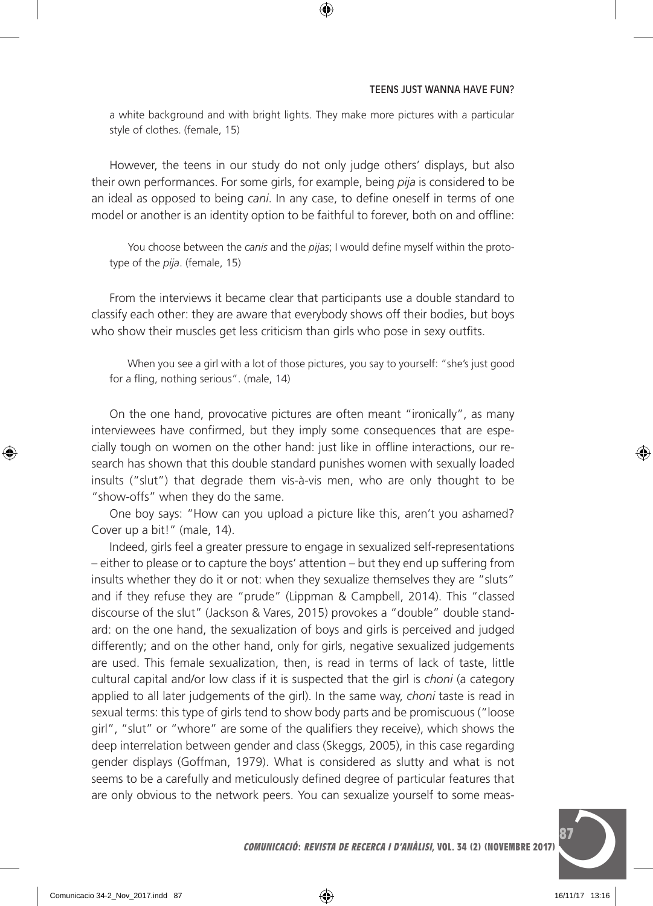a white background and with bright lights. They make more pictures with a particular style of clothes. (female, 15)

However, the teens in our study do not only judge others' displays, but also their own performances. For some girls, for example, being *pija* is considered to be an ideal as opposed to being *cani*. In any case, to define oneself in terms of one model or another is an identity option to be faithful to forever, both on and offline:

> You choose between the *canis* and the *pijas*; I would define myself within the prototype of the *pija*. (female, 15)

From the interviews it became clear that participants use a double standard to classify each other: they are aware that everybody shows off their bodies, but boys who show their muscles get less criticism than girls who pose in sexy outfits.

> When you see a girl with a lot of those pictures, you say to yourself: "she's just good for a fling, nothing serious". (male, 14)

On the one hand, provocative pictures are often meant "ironically", as many interviewees have confirmed, but they imply some consequences that are especially tough on women on the other hand: just like in offline interactions, our research has shown that this double standard punishes women with sexually loaded insults ("slut") that degrade them vis-à-vis men, who are only thought to be "show-offs" when they do the same.

One boy says: "How can you upload a picture like this, aren't you ashamed? Cover up a bit!" (male, 14).

Indeed, girls feel a greater pressure to engage in sexualized self-representations – either to please or to capture the boys' attention – but they end up suffering from insults whether they do it or not: when they sexualize themselves they are "sluts" and if they refuse they are "prude" (Lippman & Campbell, 2014). This "classed discourse of the slut" (Jackson & Vares, 2015) provokes a "double" double standard: on the one hand, the sexualization of boys and girls is perceived and judged differently; and on the other hand, only for girls, negative sexualized judgements are used. This female sexualization, then, is read in terms of lack of taste, little cultural capital and/or low class if it is suspected that the girl is *choni* (a category applied to all later judgements of the girl). In the same way, *choni* taste is read in sexual terms: this type of girls tend to show body parts and be promiscuous ("loose girl", "slut" or "whore" are some of the qualifiers they receive), which shows the deep interrelation between gender and class (Skeggs, 2005), in this case regarding gender displays (Goffman, 1979). What is considered as slutty and what is not seems to be a carefully and meticulously defined degree of particular features that are only obvious to the network peers. You can sexualize yourself to some meas-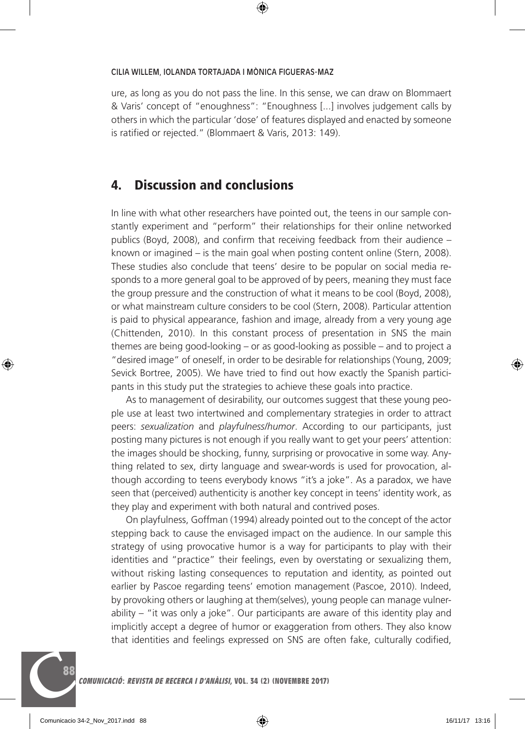ure, as long as you do not pass the line. In this sense, we can draw on Blommaert & Varis' concept of "enoughness": "Enoughness [...] involves judgement calls by others in which the particular 'dose' of features displayed and enacted by someone is ratified or rejected." (Blommaert & Varis, 2013: 149).

## 4. Discussion and conclusions

In line with what other researchers have pointed out, the teens in our sample constantly experiment and "perform" their relationships for their online networked publics (Boyd, 2008), and confirm that receiving feedback from their audience – known or imagined – is the main goal when posting content online (Stern, 2008). These studies also conclude that teens' desire to be popular on social media responds to a more general goal to be approved of by peers, meaning they must face the group pressure and the construction of what it means to be cool (Boyd, 2008), or what mainstream culture considers to be cool (Stern, 2008). Particular attention is paid to physical appearance, fashion and image, already from a very young age (Chittenden, 2010). In this constant process of presentation in SNS the main themes are being good-looking – or as good-looking as possible – and to project a "desired image" of oneself, in order to be desirable for relationships (Young, 2009; Sevick Bortree, 2005). We have tried to find out how exactly the Spanish participants in this study put the strategies to achieve these goals into practice.

As to management of desirability, our outcomes suggest that these young people use at least two intertwined and complementary strategies in order to attract peers: *sexualization* and *playfulness/humor*. According to our participants, just posting many pictures is not enough if you really want to get your peers' attention: the images should be shocking, funny, surprising or provocative in some way. Anything related to sex, dirty language and swear-words is used for provocation, although according to teens everybody knows "it's a joke". As a paradox, we have seen that (perceived) authenticity is another key concept in teens' identity work, as they play and experiment with both natural and contrived poses.

On playfulness, Goffman (1994) already pointed out to the concept of the actor stepping back to cause the envisaged impact on the audience. In our sample this strategy of using provocative humor is a way for participants to play with their identities and "practice" their feelings, even by overstating or sexualizing them, without risking lasting consequences to reputation and identity, as pointed out earlier by Pascoe regarding teens' emotion management (Pascoe, 2010). Indeed, by provoking others or laughing at them(selves), young people can manage vulnerability – "it was only a joke". Our participants are aware of this identity play and implicitly accept a degree of humor or exaggeration from others. They also know that identities and feelings expressed on SNS are often fake, culturally codified,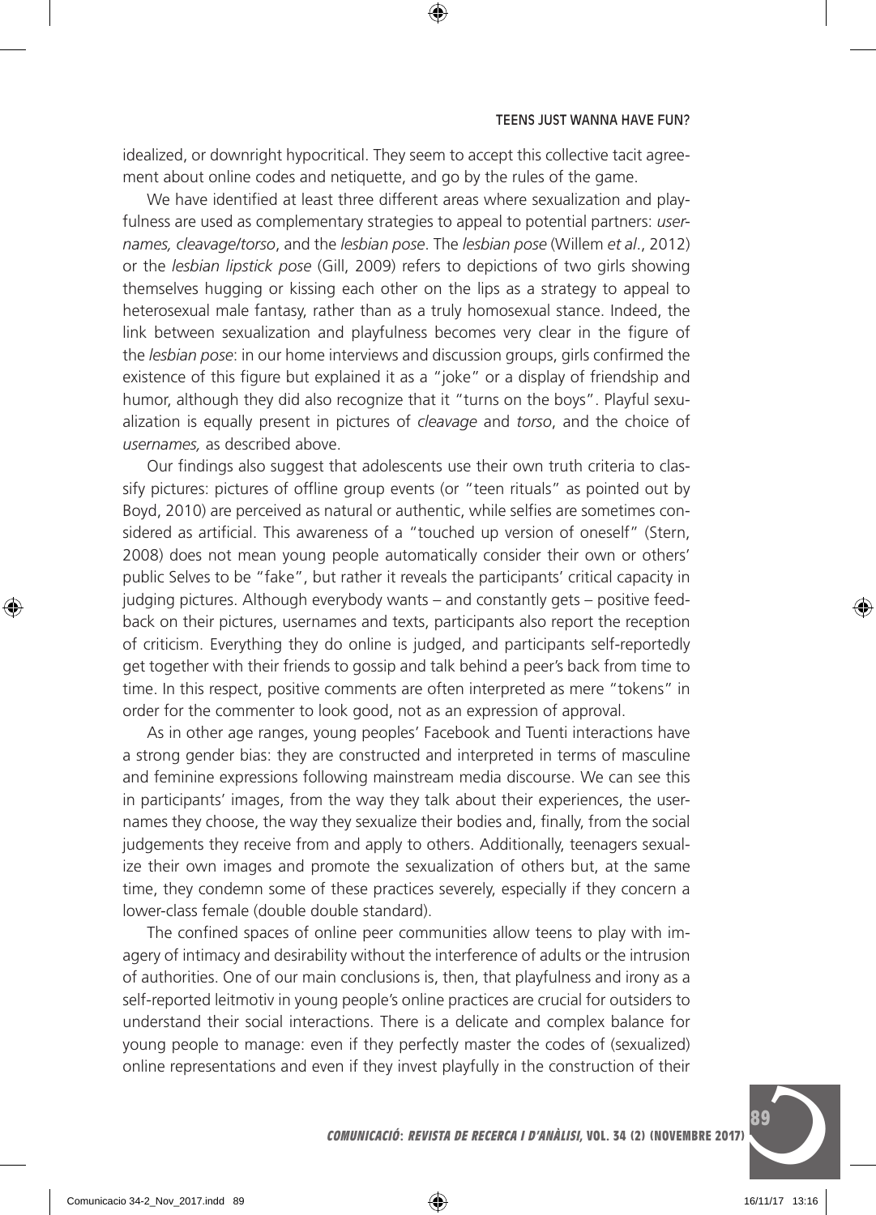idealized, or downright hypocritical. They seem to accept this collective tacit agreement about online codes and netiquette, and go by the rules of the game.

We have identified at least three different areas where sexualization and playfulness are used as complementary strategies to appeal to potential partners: *usernames, cleavage/torso*, and the *lesbian pose*. The *lesbian pose* (Willem *et al*., 2012) or the *lesbian lipstick pose* (Gill, 2009) refers to depictions of two girls showing themselves hugging or kissing each other on the lips as a strategy to appeal to heterosexual male fantasy, rather than as a truly homosexual stance. Indeed, the link between sexualization and playfulness becomes very clear in the figure of the *lesbian pose*: in our home interviews and discussion groups, girls confirmed the existence of this figure but explained it as a "joke" or a display of friendship and humor, although they did also recognize that it "turns on the boys". Playful sexualization is equally present in pictures of *cleavage* and *torso*, and the choice of *usernames,* as described above.

Our findings also suggest that adolescents use their own truth criteria to classify pictures: pictures of offline group events (or "teen rituals" as pointed out by Boyd, 2010) are perceived as natural or authentic, while selfies are sometimes considered as artificial. This awareness of a "touched up version of oneself" (Stern, 2008) does not mean young people automatically consider their own or others' public Selves to be "fake", but rather it reveals the participants' critical capacity in judging pictures. Although everybody wants – and constantly gets – positive feedback on their pictures, usernames and texts, participants also report the reception of criticism. Everything they do online is judged, and participants self-reportedly get together with their friends to gossip and talk behind a peer's back from time to time. In this respect, positive comments are often interpreted as mere "tokens" in order for the commenter to look good, not as an expression of approval.

As in other age ranges, young peoples' Facebook and Tuenti interactions have a strong gender bias: they are constructed and interpreted in terms of masculine and feminine expressions following mainstream media discourse. We can see this in participants' images, from the way they talk about their experiences, the usernames they choose, the way they sexualize their bodies and, finally, from the social judgements they receive from and apply to others. Additionally, teenagers sexualize their own images and promote the sexualization of others but, at the same time, they condemn some of these practices severely, especially if they concern a lower-class female (double double standard).

The confined spaces of online peer communities allow teens to play with imagery of intimacy and desirability without the interference of adults or the intrusion of authorities. One of our main conclusions is, then, that playfulness and irony as a self-reported leitmotiv in young people's online practices are crucial for outsiders to understand their social interactions. There is a delicate and complex balance for young people to manage: even if they perfectly master the codes of (sexualized) online representations and even if they invest playfully in the construction of their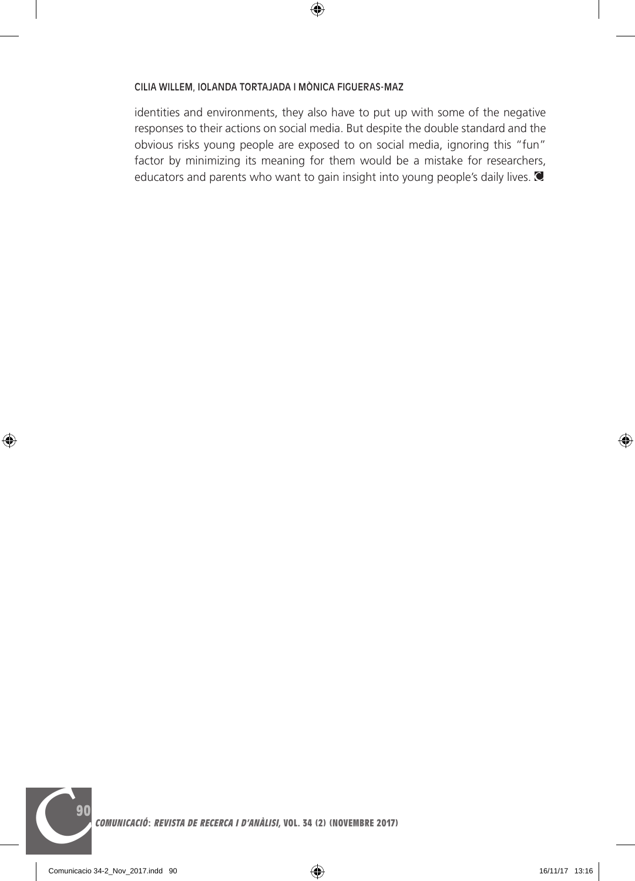identities and environments, they also have to put up with some of the negative responses to their actions on social media. But despite the double standard and the obvious risks young people are exposed to on social media, ignoring this "fun" factor by minimizing its meaning for them would be a mistake for researchers, educators and parents who want to gain insight into young people's daily lives.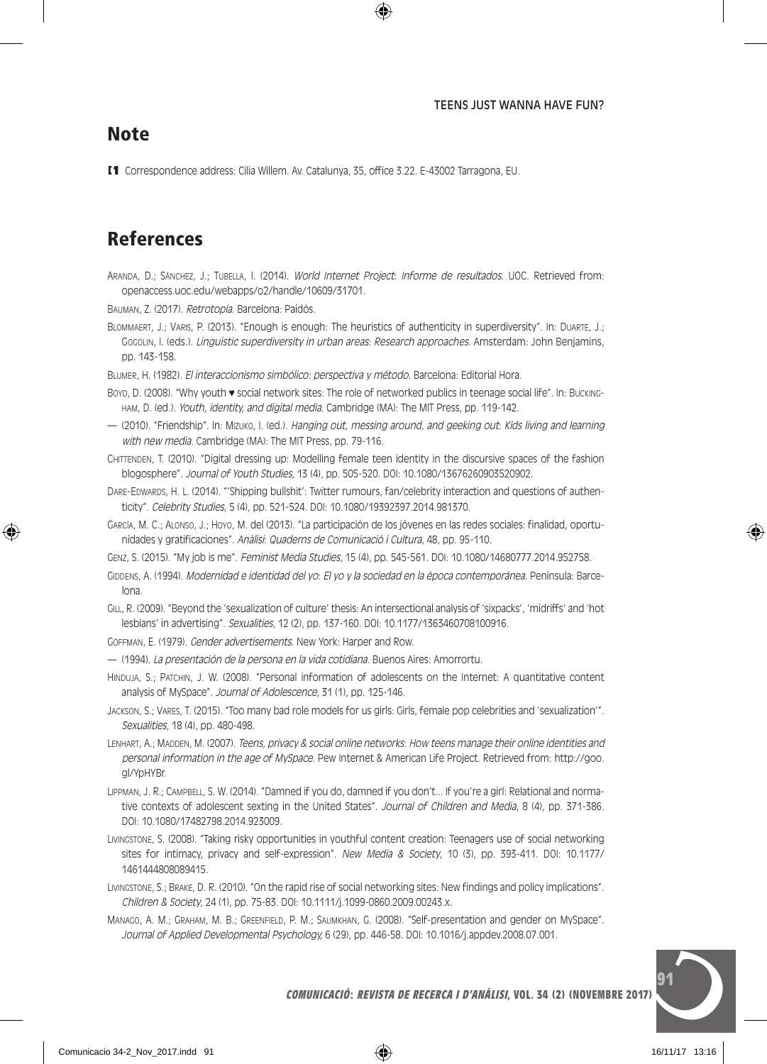## Note

[1] Correspondence address: Cilia Willem. Av. Catalunya, 35, office 3.22. E-43002 Tarragona, EU.

## References

Aranda, D.; Sánchez, J.; Tubella, I. (2014). *World Internet Project: Informe de resultados*. UOC. Retrieved from: openaccess.uoc.edu/webapps/o2/handle/10609/31701.

Bauman, Z. (2017). *Retrotopía*. Barcelona: Paidós.

Blommaert, J.; Varis, P. (2013). "Enough is enough: The heuristics of authenticity in superdiversity". In: Duarte, J.; Gogolin, I. (eds.). *Linguistic superdiversity in urban areas: Research approaches*. Amsterdam: John Benjamins, pp. 143-158.

Blumer, H. (1982). *El interaccionismo simbólico: perspectiva y método*. Barcelona: Editorial Hora.

Boyd, D. (2008). "Why youth ♥ social network sites: The role of networked publics in teenage social life". In: Buckingham, D. (ed.). *Youth, identity, and digital media*. Cambridge (MA): The MIT Press, pp. 119-142.

— (2010). "Friendship". In: Mizuko, I. (ed.). *Hanging out, messing around, and geeking out: Kids living and learning with new media*. Cambridge (MA): The MIT Press, pp. 79-116.

Chittenden, T. (2010). "Digital dressing up: Modelling female teen identity in the discursive spaces of the fashion blogosphere". *Journal of Youth Studies*, 13 (4), pp. 505-520. DOI: 10.1080/13676260903520902.

Dare-Edwards, H. L. (2014). "'Shipping bullshit': Twitter rumours, fan/celebrity interaction and questions of authenticity". *Celebrity Studies*, 5 (4), pp. 521-524. DOI: 10.1080/19392397.2014.981370.

García, M. C.; Alonso, J.; Hoyo, M. del (2013). "La participación de los jóvenes en las redes sociales: finalidad, oportunidades y gratificaciones". *Anàlisi: Quaderns de Comunicació i Cultura*, 48, pp. 95-110.

Genz, S. (2015). "My job is me". *Feminist Media Studies*, 15 (4), pp. 545-561. DOI: 10.1080/14680777.2014.952758.

Giddens, A. (1994). *Modernidad e identidad del yo: El yo y la sociedad en la época contemporánea*. Península: Barcelona.

Gill, R. (2009). "Beyond the 'sexualization of culture' thesis: An intersectional analysis of 'sixpacks', 'midriffs' and 'hot lesbians' in advertising". *Sexualities*, 12 (2), pp. 137-160. DOI: 10.1177/1363460708100916.

Goffman, E. (1979). *Gender advertisements*. New York: Harper and Row.

— (1994). *La presentación de la persona en la vida cotidiana*. Buenos Aires: Amorrortu.

Hinduja, S.; Patchin, J. W. (2008). "Personal information of adolescents on the Internet: A quantitative content analysis of MySpace". *Journal of Adolescence*, 31 (1), pp. 125-146.

Jackson, S.; Vares, T. (2015). "Too many bad role models for us girls: Girls, female pop celebrities and 'sexualization'". *Sexualities*, 18 (4), pp. 480-498.

Lenhart, A.; Madden, M. (2007). *Teens, privacy & social online networks: How teens manage their online identities and personal information in the age of MySpace*. Pew Internet & American Life Project. Retrieved from: http://goo.gl/YpHYBr.

Lippman, J. R.; Campbell, S. W. (2014). "Damned if you do, damned if you don't... If you're a girl: Relational and normative contexts of adolescent sexting in the United States". *Journal of Children and Media*, 8 (4), pp. 371-386. DOI: 10.1080/17482798.2014.923009.

Livingstone, S. (2008). "Taking risky opportunities in youthful content creation: Teenagers use of social networking sites for intimacy, privacy and self-expression". *New Media & Society*, 10 (3), pp. 393-411. DOI: 10.1177/1461444808089415.

Livingstone, S.; Brake, D. R. (2010). "On the rapid rise of social networking sites: New findings and policy implications". *Children & Society*, 24 (1), pp. 75-83. DOI: 10.1111/j.1099-0860.2009.00243.x.

Manago, A. M.; Graham, M. B.; Greenfield, P. M.; Salimkhan, G. (2008). "Self-presentation and gender on MySpace". *Journal of Applied Developmental Psychology,* 6 (29), pp. 446-58. DOI: 10.1016/j.appdev.2008.07.001.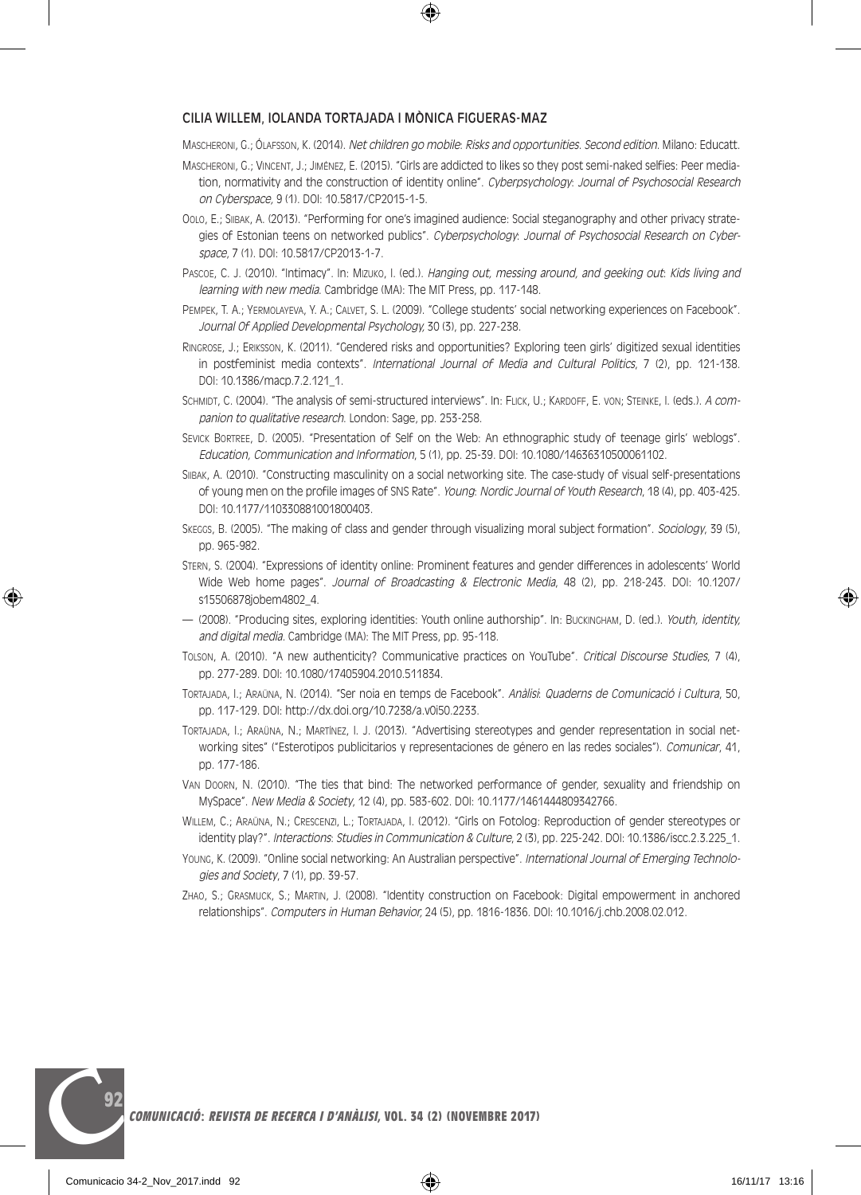Mascheroni, G.; Ólafsson, K. (2014). *Net children go mobile: Risks and opportunities. Second edition*. Milano: Educatt.

Mascheroni, G.; Vincent, J.; Jiménez, E. (2015). "Girls are addicted to likes so they post semi-naked selfies: Peer mediation, normativity and the construction of identity online". *Cyberpsychology: Journal of Psychosocial Research on Cyberspace*, 9 (1). DOI: 10.5817/CP2015-1-5.

Oolo, E.; Siibak, A. (2013). "Performing for one's imagined audience: Social steganography and other privacy strategies of Estonian teens on networked publics". *Cyberpsychology: Journal of Psychosocial Research on Cyberspace*, 7 (1). DOI: 10.5817/CP2013-1-7.

Pascoe, C. J. (2010). "Intimacy". In: Mizuko, I. (ed.). *Hanging out, messing around, and geeking out: Kids living and learning with new media*. Cambridge (MA): The MIT Press, pp. 117-148.

Pempek, T. A.; Yermolayeva, Y. A.; Calvet, S. L. (2009). "College students' social networking experiences on Facebook". *Journal Of Applied Developmental Psychology*, 30 (3), pp. 227-238.

Ringrose, J.; Eriksson, K. (2011). "Gendered risks and opportunities? Exploring teen girls' digitized sexual identities in postfeminist media contexts". *International Journal of Media and Cultural Politics*, 7 (2), pp. 121-138. DOI: 10.1386/macp.7.2.121_1.

Schmidt, C. (2004). "The analysis of semi-structured interviews". In: Flick, U.; Kardoff, E. von; Steinke, I. (eds.). *A companion to qualitative research*. London: Sage, pp. 253-258.

Sevick Bortree, D. (2005). "Presentation of Self on the Web: An ethnographic study of teenage girls' weblogs". *Education, Communication and Information*, 5 (1), pp. 25-39. DOI: 10.1080/14636310500061102.

Siibak, A. (2010). "Constructing masculinity on a social networking site. The case-study of visual self-presentations of young men on the profile images of SNS Rate". *Young: Nordic Journal of Youth Research*, 18 (4), pp. 403-425. DOI: 10.1177/110330881001800403.

Skeggs, B. (2005). "The making of class and gender through visualizing moral subject formation". *Sociology*, 39 (5), pp. 965-982.

Stern, S. (2004). "Expressions of identity online: Prominent features and gender differences in adolescents' World Wide Web home pages". *Journal of Broadcasting & Electronic Media*, 48 (2), pp. 218-243. DOI: 10.1207/s15506878jobem4802_4.

— (2008). "Producing sites, exploring identities: Youth online authorship". In: Buckingham, D. (ed.). *Youth, identity, and digital media*. Cambridge (MA): The MIT Press, pp. 95-118.

Tolson, A. (2010). "A new authenticity? Communicative practices on YouTube". *Critical Discourse Studies*, 7 (4), pp. 277-289. DOI: 10.1080/17405904.2010.511834.

Tortajada, I.; Araüna, N. (2014). "Ser noia en temps de Facebook". *Anàlisi: Quaderns de Comunicació i Cultura*, 50, pp. 117-129. DOI: http://dx.doi.org/10.7238/a.v0i50.2233.

Tortajada, I.; Araüna, N.; Martínez, I. J. (2013). "Advertising stereotypes and gender representation in social networking sites" ("Esterotipos publicitarios y representaciones de género en las redes sociales"). *Comunicar*, 41, pp. 177-186.

Van Doorn, N. (2010). "The ties that bind: The networked performance of gender, sexuality and friendship on MySpace". *New Media & Society*, 12 (4), pp. 583-602. DOI: 10.1177/1461444809342766.

Willem, C.; Araüna, N.; Crescenzi, L.; Tortajada, I. (2012). "Girls on Fotolog: Reproduction of gender stereotypes or identity play?". *Interactions: Studies in Communication & Culture*, 2 (3), pp. 225-242. DOI: 10.1386/iscc.2.3.225_1.

Young, K. (2009). "Online social networking: An Australian perspective". *International Journal of Emerging Technologies and Society*, 7 (1), pp. 39-57.

Zhao, S.; Grasmuck, S.; Martin, J. (2008). "Identity construction on Facebook: Digital empowerment in anchored relationships". *Computers in Human Behavior*, 24 (5), pp. 1816-1836. DOI: 10.1016/j.chb.2008.02.012.